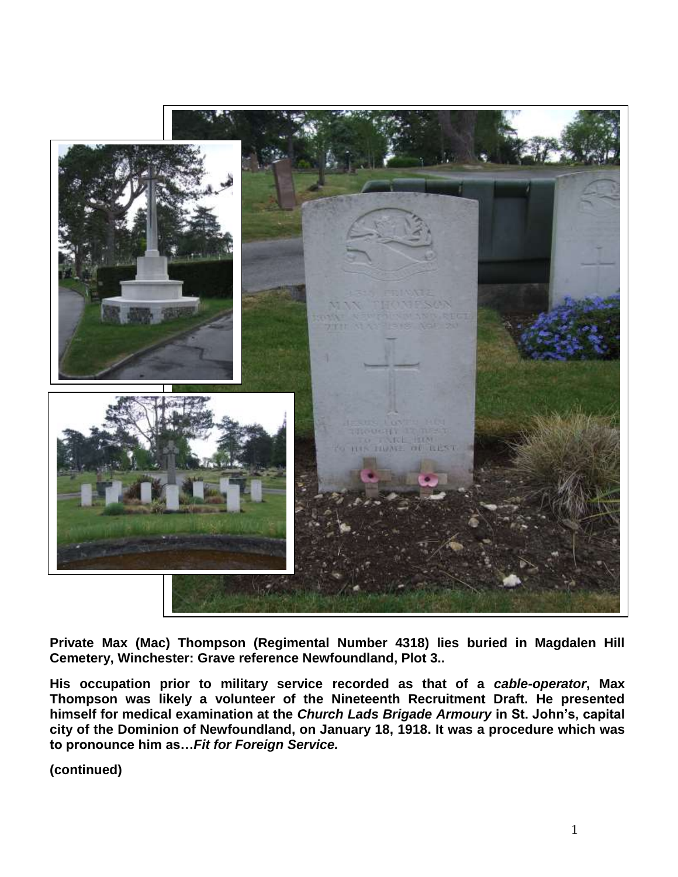**Private Max (Mac) Thompson (Regimental Number 4318) lies buried in Magdalen Hill Cemetery, Winchester: Grave reference Newfoundland, Plot 3..**

**His occupation prior to military service recorded as that of a *cable-operator*, Max Thompson was likely a volunteer of the Nineteenth Recruitment Draft. He presented himself for medical examination at the *Church Lads Brigade Armoury* in St. John's, capital city of the Dominion of Newfoundland, on January 18, 1918. It was a procedure which was to pronounce him as…*Fit for Foreign Service.***

**(continued)**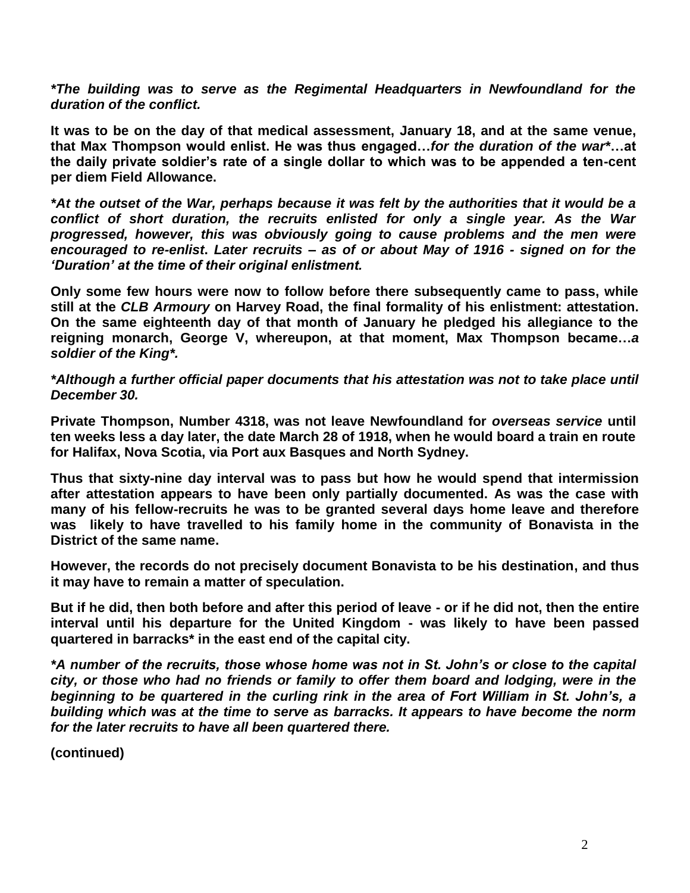***The building was to serve as the Regimental Headquarters in Newfoundland for the duration of the conflict.***

**It was to be on the day of that medical assessment, January 18, and at the same venue, that Max Thompson would enlist. He was thus engaged…*for the duration of the war****…at the daily private soldier's rate of a single dollar to which was to be appended a ten-cent per diem Field Allowance.**

***At the outset of the War, perhaps because it was felt by the authorities that it would be a conflict of short duration, the recruits enlisted for only a single year. As the War progressed, however, this was obviously going to cause problems and the men were encouraged to re-enlist. Later recruits – as of or about May of 1916 - signed on for the 'Duration' at the time of their original enlistment.***

**Only some few hours were now to follow before there subsequently came to pass, while still at the *CLB Armoury* on Harvey Road, the final formality of his enlistment: attestation. On the same eighteenth day of that month of January he pledged his allegiance to the reigning monarch, George V, whereupon, at that moment, Max Thompson became…*a soldier of the King****.**

***Although a further official paper documents that his attestation was not to take place until December 30.***

**Private Thompson, Number 4318, was not leave Newfoundland for *overseas service* until ten weeks less a day later, the date March 28 of 1918, when he would board a train en route for Halifax, Nova Scotia, via Port aux Basques and North Sydney.**

**Thus that sixty-nine day interval was to pass but how he would spend that intermission after attestation appears to have been only partially documented. As was the case with many of his fellow-recruits he was to be granted several days home leave and therefore was likely to have travelled to his family home in the community of Bonavista in the District of the same name.**

**However, the records do not precisely document Bonavista to be his destination, and thus it may have to remain a matter of speculation.**

**But if he did, then both before and after this period of leave - or if he did not, then the entire interval until his departure for the United Kingdom - was likely to have been passed quartered in barracks* in the east end of the capital city.**

***A number of the recruits, those whose home was not in St. John's or close to the capital city, or those who had no friends or family to offer them board and lodging, were in the beginning to be quartered in the curling rink in the area of Fort William in St. John's, a building which was at the time to serve as barracks. It appears to have become the norm for the later recruits to have all been quartered there.***

**(continued)**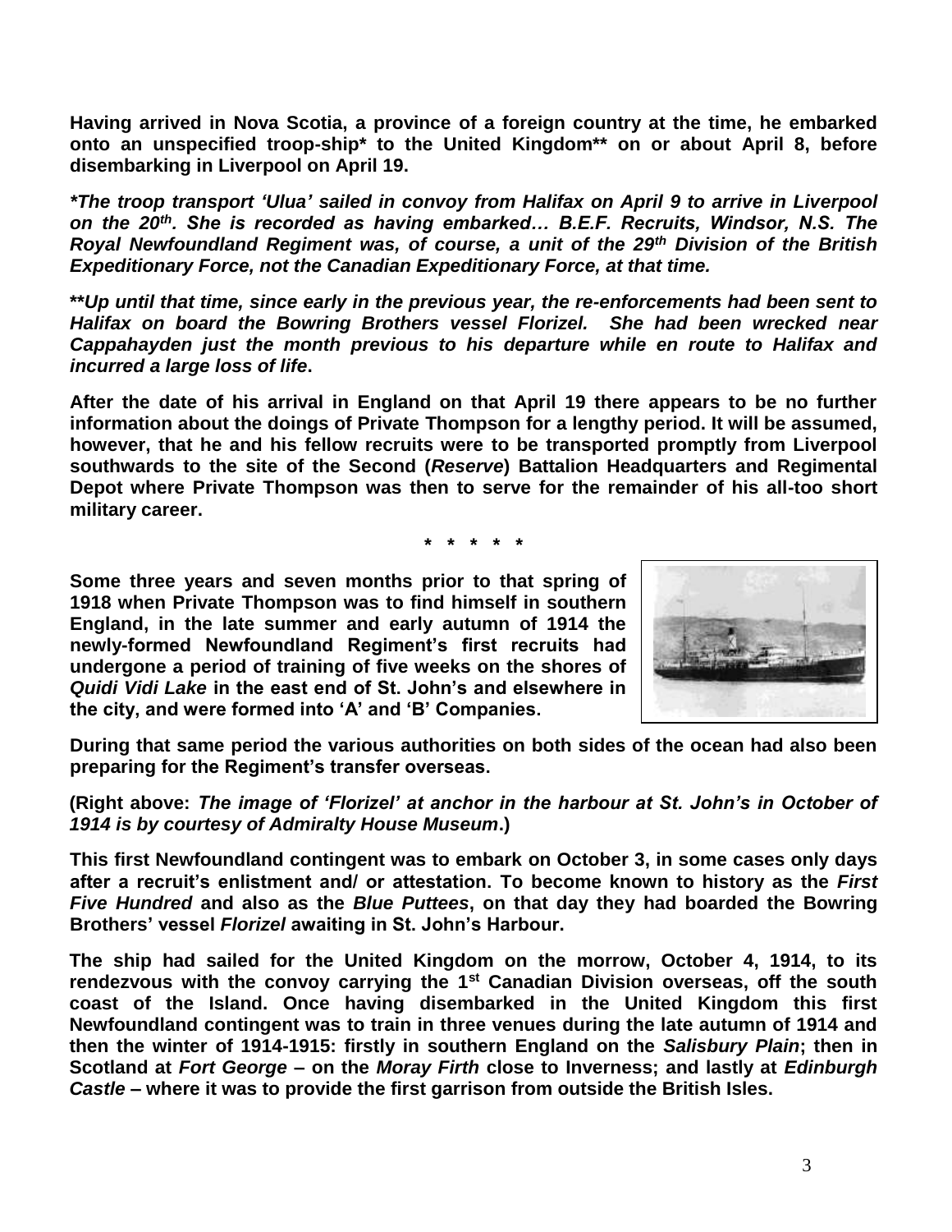**Having arrived in Nova Scotia, a province of a foreign country at the time, he embarked onto an unspecified troop-ship* to the United Kingdom** on or about April 8, before disembarking in Liverpool on April 19.**

***The troop transport 'Ulua' sailed in convoy from Halifax on April 9 to arrive in Liverpool on the 20th. She is recorded as having embarked… B.E.F. Recruits, Windsor, N.S. The Royal Newfoundland Regiment was, of course, a unit of the 29th Division of the British Expeditionary Force, not the Canadian Expeditionary Force, at that time.***

****Up until that time, since early in the previous year, the re-enforcements had been sent to Halifax on board the Bowring Brothers vessel Florizel. She had been wrecked near Cappahayden just the month previous to his departure while en route to Halifax and incurred a large loss of life.***

**After the date of his arrival in England on that April 19 there appears to be no further information about the doings of Private Thompson for a lengthy period. It will be assumed, however, that he and his fellow recruits were to be transported promptly from Liverpool southwards to the site of the Second (*Reserve*) Battalion Headquarters and Regimental Depot where Private Thompson was then to serve for the remainder of his all-too short military career.**

**\* \* \* \* \***

**Some three years and seven months prior to that spring of 1918 when Private Thompson was to find himself in southern England, in the late summer and early autumn of 1914 the newly-formed Newfoundland Regiment's first recruits had undergone a period of training of five weeks on the shores of *Quidi Vidi Lake* in the east end of St. John's and elsewhere in the city, and were formed into 'A' and 'B' Companies.**

**During that same period the various authorities on both sides of the ocean had also been preparing for the Regiment's transfer overseas.**

**(Right above: *The image of 'Florizel' at anchor in the harbour at St. John's in October of 1914 is by courtesy of Admiralty House Museum*.)**

**This first Newfoundland contingent was to embark on October 3, in some cases only days after a recruit's enlistment and/ or attestation. To become known to history as the *First Five Hundred* and also as the *Blue Puttees*, on that day they had boarded the Bowring Brothers' vessel *Florizel* awaiting in St. John's Harbour.**

**The ship had sailed for the United Kingdom on the morrow, October 4, 1914, to its rendezvous with the convoy carrying the 1st Canadian Division overseas, off the south coast of the Island. Once having disembarked in the United Kingdom this first Newfoundland contingent was to train in three venues during the late autumn of 1914 and then the winter of 1914-1915: firstly in southern England on the *Salisbury Plain*; then in Scotland at *Fort George* – on the *Moray Firth* close to Inverness; and lastly at *Edinburgh Castle* – where it was to provide the first garrison from outside the British Isles.**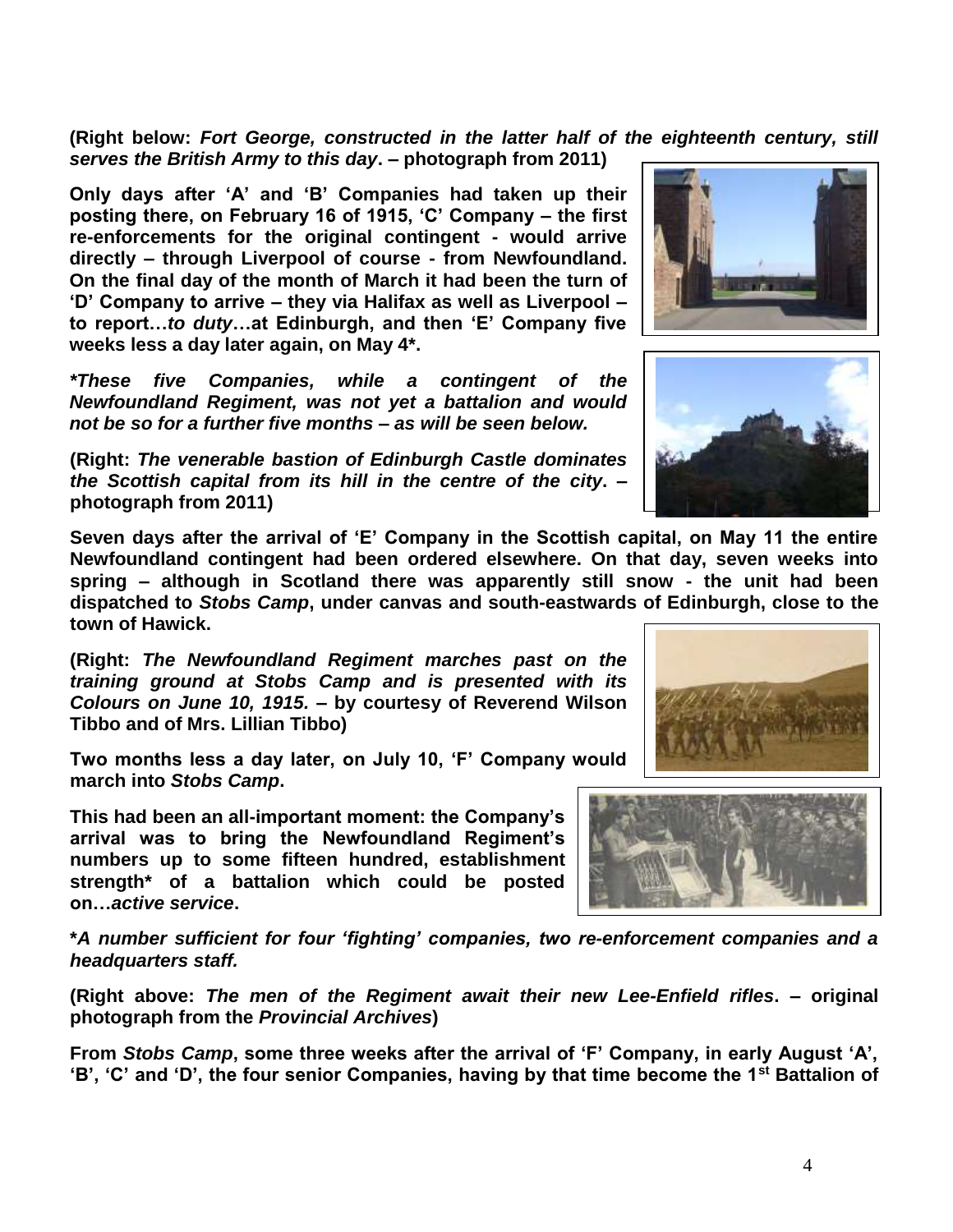**(Right below: *Fort George, constructed in the latter half of the eighteenth century, still serves the British Army to this day*. – photograph from 2011)**

**Only days after 'A' and 'B' Companies had taken up their posting there, on February 16 of 1915, 'C' Company – the first re-enforcements for the original contingent - would arrive directly – through Liverpool of course - from Newfoundland. On the final day of the month of March it had been the turn of 'D' Company to arrive – they via Halifax as well as Liverpool – to report…*to duty*…at Edinburgh, and then 'E' Company five weeks less a day later again, on May 4*.**

***These five Companies, while a contingent of the Newfoundland Regiment, was not yet a battalion and would not be so for a further five months – as will be seen below.***

**(Right: *The venerable bastion of Edinburgh Castle dominates the Scottish capital from its hill in the centre of the city*. – photograph from 2011)**

**Seven days after the arrival of 'E' Company in the Scottish capital, on May 11 the entire Newfoundland contingent had been ordered elsewhere. On that day, seven weeks into spring – although in Scotland there was apparently still snow - the unit had been dispatched to *Stobs Camp*, under canvas and south-eastwards of Edinburgh, close to the town of Hawick.**

**(Right: *The Newfoundland Regiment marches past on the training ground at Stobs Camp and is presented with its Colours on June 10, 1915.* – by courtesy of Reverend Wilson Tibbo and of Mrs. Lillian Tibbo)**

**Two months less a day later, on July 10, 'F' Company would march into *Stobs Camp*.**

**This had been an all-important moment: the Company's arrival was to bring the Newfoundland Regiment's numbers up to some fifteen hundred, establishment strength* of a battalion which could be posted on…*active service*.**

***A number sufficient for four 'fighting' companies, two re-enforcement companies and a headquarters staff.***

**(Right above: *The men of the Regiment await their new Lee-Enfield rifles*. – original photograph from the *Provincial Archives*)**

**From *Stobs Camp*, some three weeks after the arrival of 'F' Company, in early August 'A', 'B', 'C' and 'D', the four senior Companies, having by that time become the 1st Battalion of**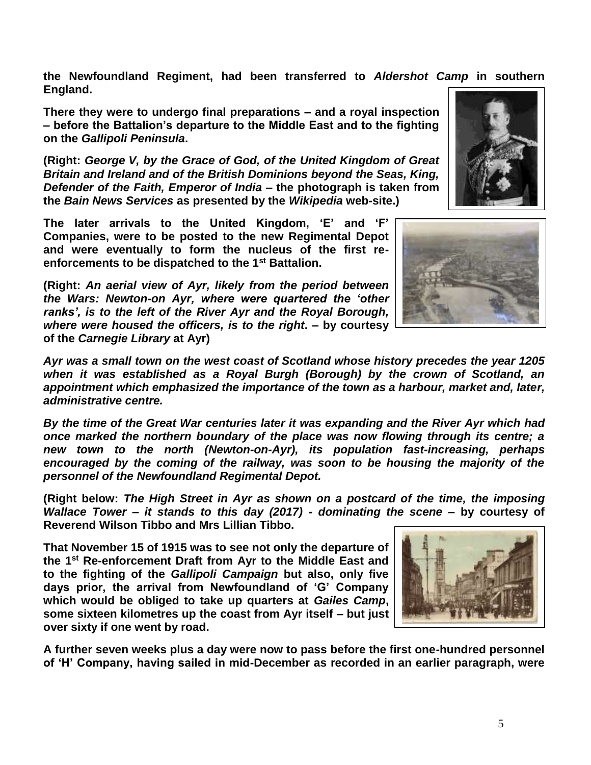**the Newfoundland Regiment, had been transferred to *Aldershot Camp* in southern England.**

**There they were to undergo final preparations – and a royal inspection – before the Battalion's departure to the Middle East and to the fighting on the *Gallipoli Peninsula*.**

**(Right: *George V, by the Grace of God, of the United Kingdom of Great Britain and Ireland and of the British Dominions beyond the Seas, King, Defender of the Faith, Emperor of India* – the photograph is taken from the *Bain News Services* as presented by the *Wikipedia* web-site.)**

**The later arrivals to the United Kingdom, 'E' and 'F' Companies, were to be posted to the new Regimental Depot and were eventually to form the nucleus of the first re-enforcements to be dispatched to the 1st Battalion.**

**(Right: *An aerial view of Ayr, likely from the period between the Wars: Newton-on Ayr, where were quartered the 'other ranks', is to the left of the River Ayr and the Royal Borough, where were housed the officers, is to the right*. – by courtesy of the *Carnegie Library* at Ayr)**

***Ayr was a small town on the west coast of Scotland whose history precedes the year 1205 when it was established as a Royal Burgh (Borough) by the crown of Scotland, an appointment which emphasized the importance of the town as a harbour, market and, later, administrative centre.***

***By the time of the Great War centuries later it was expanding and the River Ayr which had once marked the northern boundary of the place was now flowing through its centre; a new town to the north (Newton-on-Ayr), its population fast-increasing, perhaps encouraged by the coming of the railway, was soon to be housing the majority of the personnel of the Newfoundland Regimental Depot.***

**(Right below: *The High Street in Ayr as shown on a postcard of the time, the imposing Wallace Tower – it stands to this day (2017) - dominating the scene* – by courtesy of Reverend Wilson Tibbo and Mrs Lillian Tibbo.**

**That November 15 of 1915 was to see not only the departure of the 1st Re-enforcement Draft from Ayr to the Middle East and to the fighting of the *Gallipoli Campaign* but also, only five days prior, the arrival from Newfoundland of 'G' Company which would be obliged to take up quarters at *Gailes Camp*, some sixteen kilometres up the coast from Ayr itself – but just over sixty if one went by road.**

**A further seven weeks plus a day were now to pass before the first one-hundred personnel of 'H' Company, having sailed in mid-December as recorded in an earlier paragraph, were**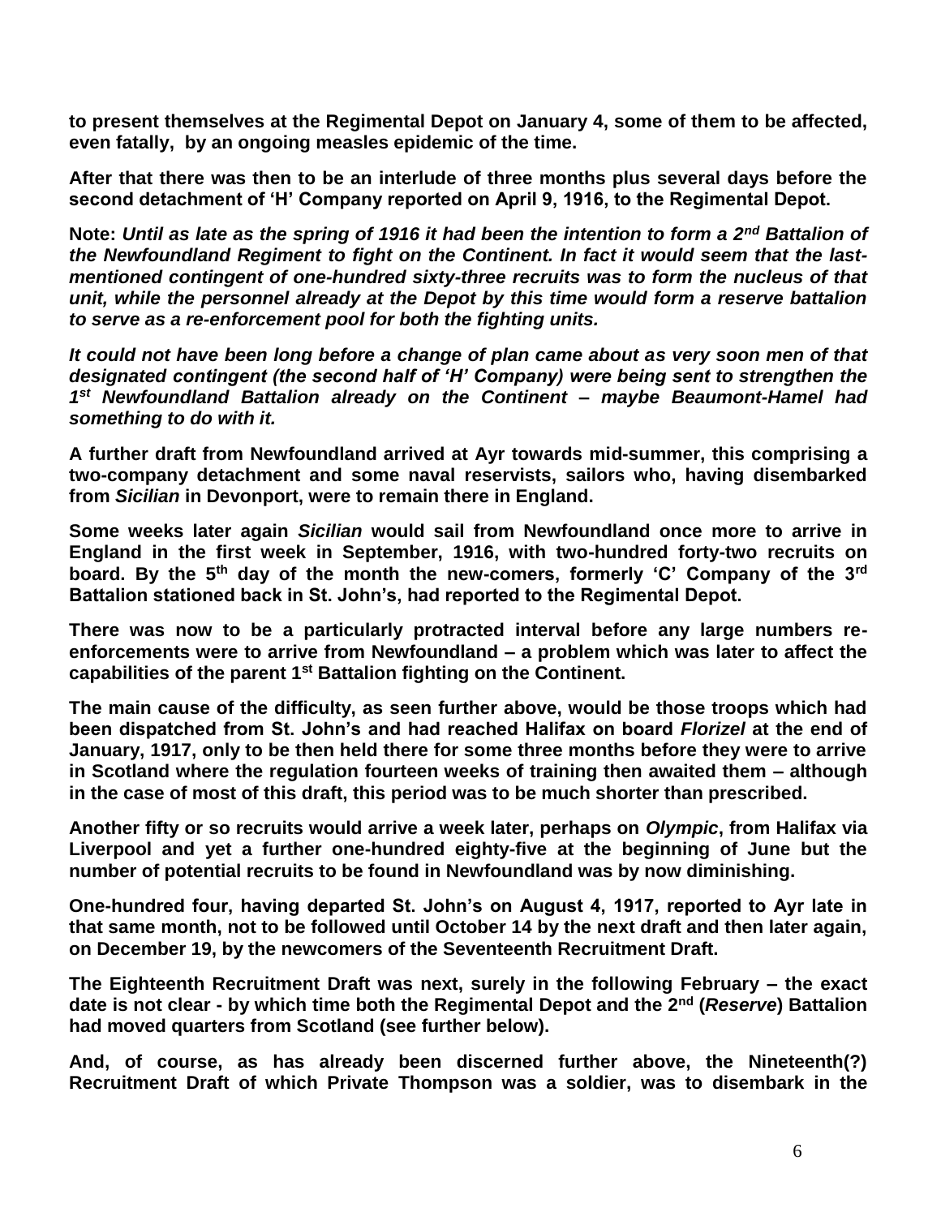**to present themselves at the Regimental Depot on January 4, some of them to be affected, even fatally, by an ongoing measles epidemic of the time.**

**After that there was then to be an interlude of three months plus several days before the second detachment of 'H' Company reported on April 9, 1916, to the Regimental Depot.**

**Note:** ***Until as late as the spring of 1916 it had been the intention to form a 2nd Battalion of the Newfoundland Regiment to fight on the Continent. In fact it would seem that the last-mentioned contingent of one-hundred sixty-three recruits was to form the nucleus of that unit, while the personnel already at the Depot by this time would form a reserve battalion to serve as a re-enforcement pool for both the fighting units.***

***It could not have been long before a change of plan came about as very soon men of that designated contingent (the second half of 'H' Company) were being sent to strengthen the 1st Newfoundland Battalion already on the Continent – maybe Beaumont-Hamel had something to do with it.***

**A further draft from Newfoundland arrived at Ayr towards mid-summer, this comprising a two-company detachment and some naval reservists, sailors who, having disembarked from *Sicilian* in Devonport, were to remain there in England.**

**Some weeks later again *Sicilian* would sail from Newfoundland once more to arrive in England in the first week in September, 1916, with two-hundred forty-two recruits on board. By the 5th day of the month the new-comers, formerly 'C' Company of the 3rd Battalion stationed back in St. John's, had reported to the Regimental Depot.**

**There was now to be a particularly protracted interval before any large numbers re-enforcements were to arrive from Newfoundland – a problem which was later to affect the capabilities of the parent 1st Battalion fighting on the Continent.**

**The main cause of the difficulty, as seen further above, would be those troops which had been dispatched from St. John's and had reached Halifax on board *Florizel* at the end of January, 1917, only to be then held there for some three months before they were to arrive in Scotland where the regulation fourteen weeks of training then awaited them – although in the case of most of this draft, this period was to be much shorter than prescribed.**

**Another fifty or so recruits would arrive a week later, perhaps on *Olympic*, from Halifax via Liverpool and yet a further one-hundred eighty-five at the beginning of June but the number of potential recruits to be found in Newfoundland was by now diminishing.**

**One-hundred four, having departed St. John's on August 4, 1917, reported to Ayr late in that same month, not to be followed until October 14 by the next draft and then later again, on December 19, by the newcomers of the Seventeenth Recruitment Draft.**

**The Eighteenth Recruitment Draft was next, surely in the following February – the exact date is not clear - by which time both the Regimental Depot and the 2nd (*Reserve*) Battalion had moved quarters from Scotland (see further below).**

**And, of course, as has already been discerned further above, the Nineteenth(?) Recruitment Draft of which Private Thompson was a soldier, was to disembark in the**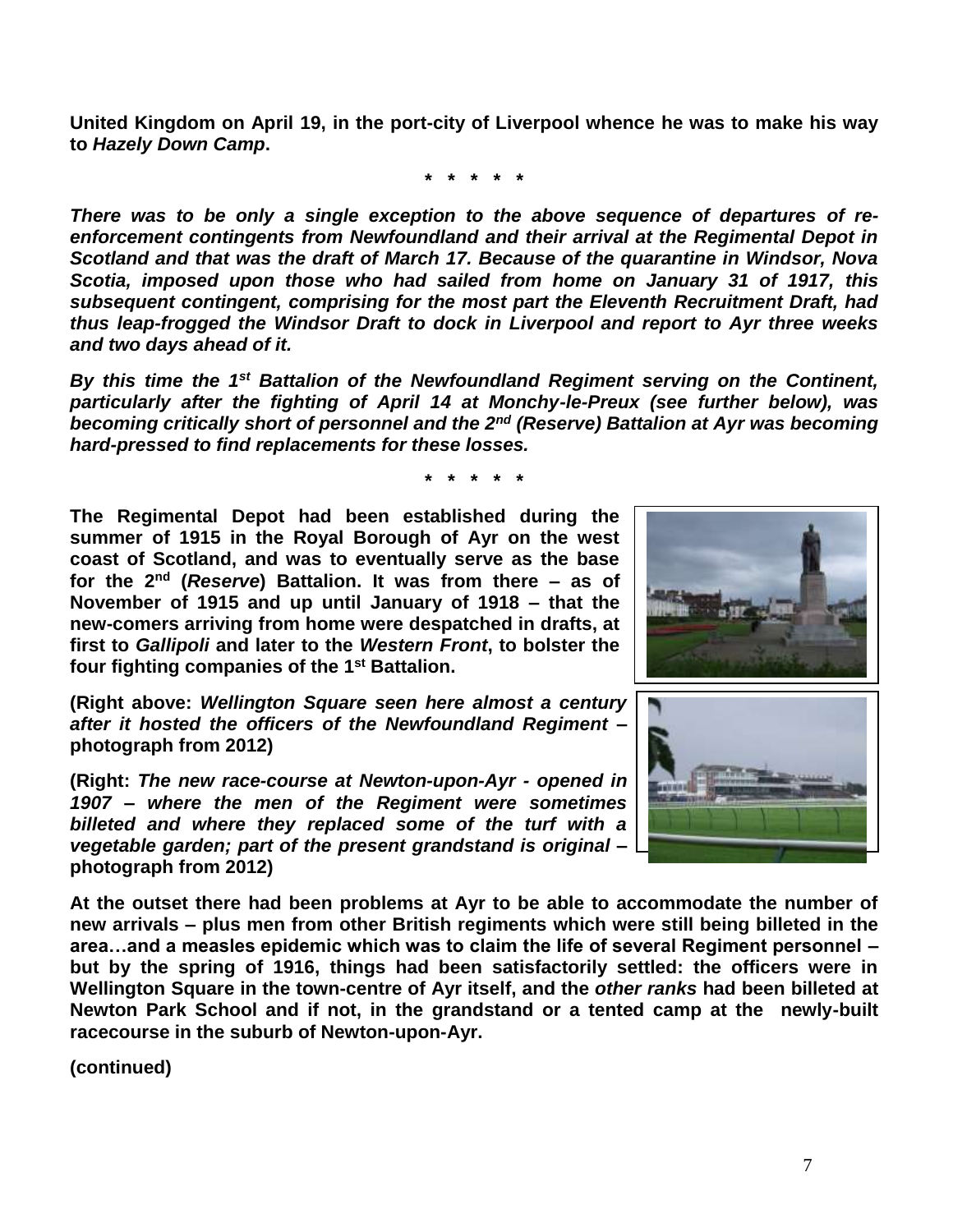**United Kingdom on April 19, in the port-city of Liverpool whence he was to make his way to *Hazely Down Camp*.**

**\* \* \* \* \***

***There was to be only a single exception to the above sequence of departures of re-enforcement contingents from Newfoundland and their arrival at the Regimental Depot in Scotland and that was the draft of March 17. Because of the quarantine in Windsor, Nova Scotia, imposed upon those who had sailed from home on January 31 of 1917, this subsequent contingent, comprising for the most part the Eleventh Recruitment Draft, had thus leap-frogged the Windsor Draft to dock in Liverpool and report to Ayr three weeks and two days ahead of it.***

***By this time the 1st Battalion of the Newfoundland Regiment serving on the Continent, particularly after the fighting of April 14 at Monchy-le-Preux (see further below), was becoming critically short of personnel and the 2nd (Reserve) Battalion at Ayr was becoming hard-pressed to find replacements for these losses.***

**\* \* \* \* \***

**The Regimental Depot had been established during the summer of 1915 in the Royal Borough of Ayr on the west coast of Scotland, and was to eventually serve as the base for the 2nd (*Reserve*) Battalion. It was from there – as of November of 1915 and up until January of 1918 – that the new-comers arriving from home were despatched in drafts, at first to *Gallipoli* and later to the *Western Front*, to bolster the four fighting companies of the 1st Battalion.**

**(Right above: *Wellington Square seen here almost a century after it hosted the officers of the Newfoundland Regiment* – photograph from 2012)**

**(Right: *The new race-course at Newton-upon-Ayr - opened in 1907 – where the men of the Regiment were sometimes billeted and where they replaced some of the turf with a vegetable garden; part of the present grandstand is original* – photograph from 2012)**

**At the outset there had been problems at Ayr to be able to accommodate the number of new arrivals – plus men from other British regiments which were still being billeted in the area…and a measles epidemic which was to claim the life of several Regiment personnel – but by the spring of 1916, things had been satisfactorily settled: the officers were in Wellington Square in the town-centre of Ayr itself, and the *other ranks* had been billeted at Newton Park School and if not, in the grandstand or a tented camp at the newly-built racecourse in the suburb of Newton-upon-Ayr.**

**(continued)**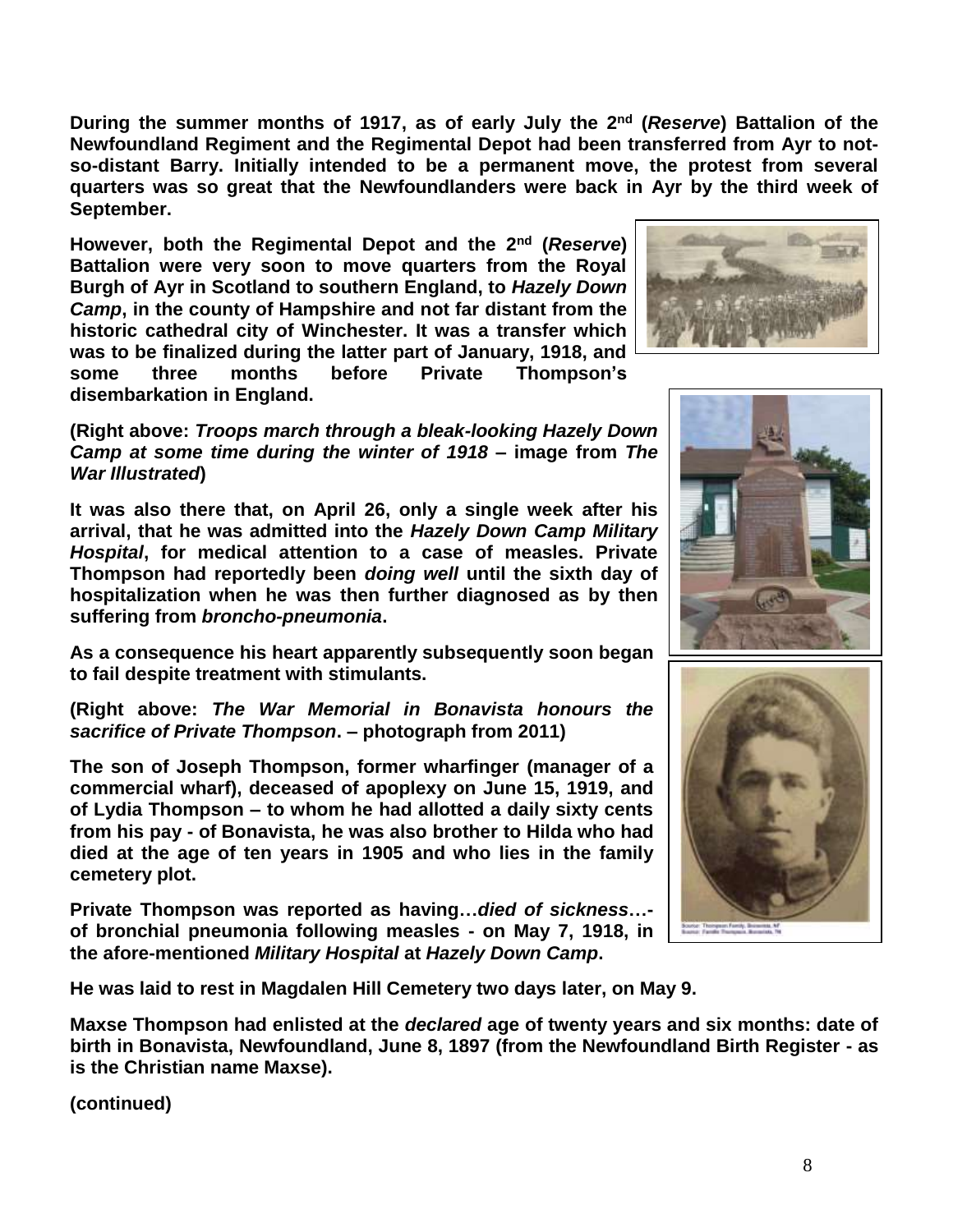**During the summer months of 1917, as of early July the 2nd (*Reserve*) Battalion of the Newfoundland Regiment and the Regimental Depot had been transferred from Ayr to not-so-distant Barry. Initially intended to be a permanent move, the protest from several quarters was so great that the Newfoundlanders were back in Ayr by the third week of September.**

**However, both the Regimental Depot and the 2nd (*Reserve*) Battalion were very soon to move quarters from the Royal Burgh of Ayr in Scotland to southern England, to *Hazely Down Camp*, in the county of Hampshire and not far distant from the historic cathedral city of Winchester. It was a transfer which was to be finalized during the latter part of January, 1918, and some three months before Private Thompson's disembarkation in England.**

**(Right above: *Troops march through a bleak-looking Hazely Down Camp at some time during the winter of 1918* – image from *The War Illustrated*)**

**It was also there that, on April 26, only a single week after his arrival, that he was admitted into the *Hazely Down Camp Military Hospital*, for medical attention to a case of measles. Private Thompson had reportedly been *doing well* until the sixth day of hospitalization when he was then further diagnosed as by then suffering from *broncho-pneumonia*.**

**As a consequence his heart apparently subsequently soon began to fail despite treatment with stimulants.**

**(Right above: *The War Memorial in Bonavista honours the sacrifice of Private Thompson*. – photograph from 2011)**

**The son of Joseph Thompson, former wharfinger (manager of a commercial wharf), deceased of apoplexy on June 15, 1919, and of Lydia Thompson – to whom he had allotted a daily sixty cents from his pay - of Bonavista, he was also brother to Hilda who had died at the age of ten years in 1905 and who lies in the family cemetery plot.**

**Private Thompson was reported as having…*died of sickness*…- of bronchial pneumonia following measles - on May 7, 1918, in the afore-mentioned *Military Hospital* at *Hazely Down Camp*.**

**He was laid to rest in Magdalen Hill Cemetery two days later, on May 9.**

**Maxse Thompson had enlisted at the *declared* age of twenty years and six months: date of birth in Bonavista, Newfoundland, June 8, 1897 (from the Newfoundland Birth Register - as is the Christian name Maxse).**

**(continued)**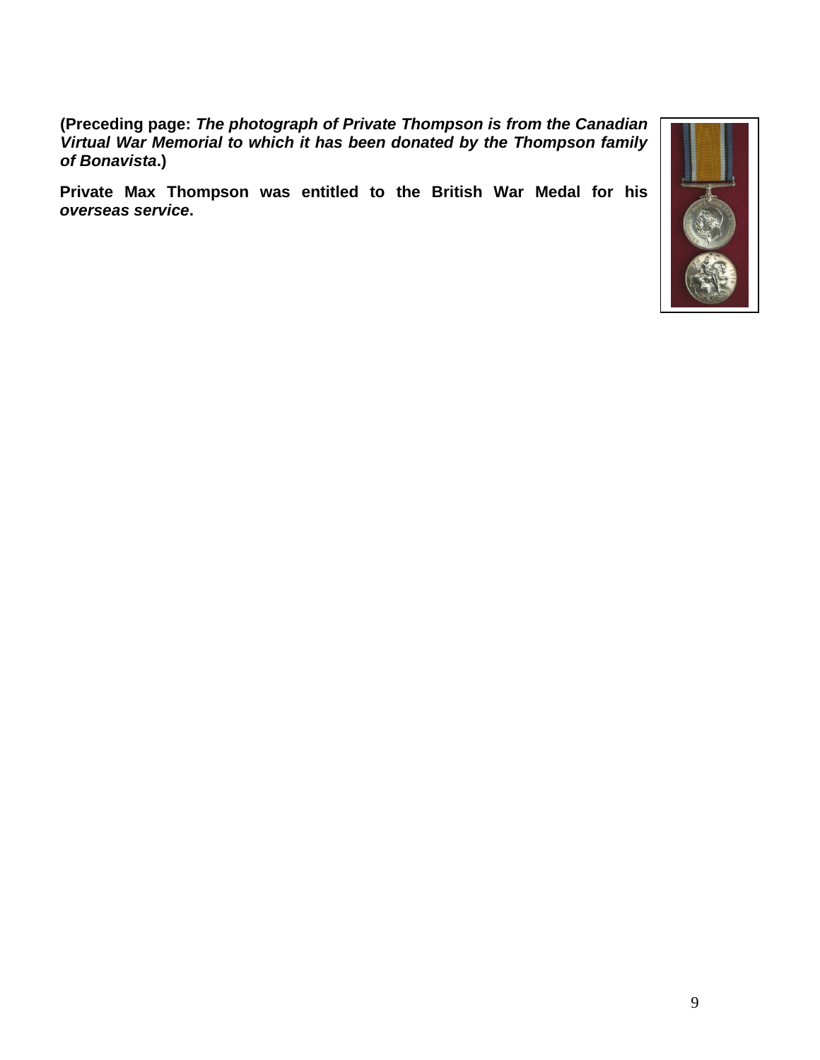**(Preceding page:** ***The photograph of Private Thompson is from the Canadian Virtual War Memorial to which it has been donated by the Thompson family of Bonavista*****.)**

**Private Max Thompson was entitled to the British War Medal for his** ***overseas service*****.**